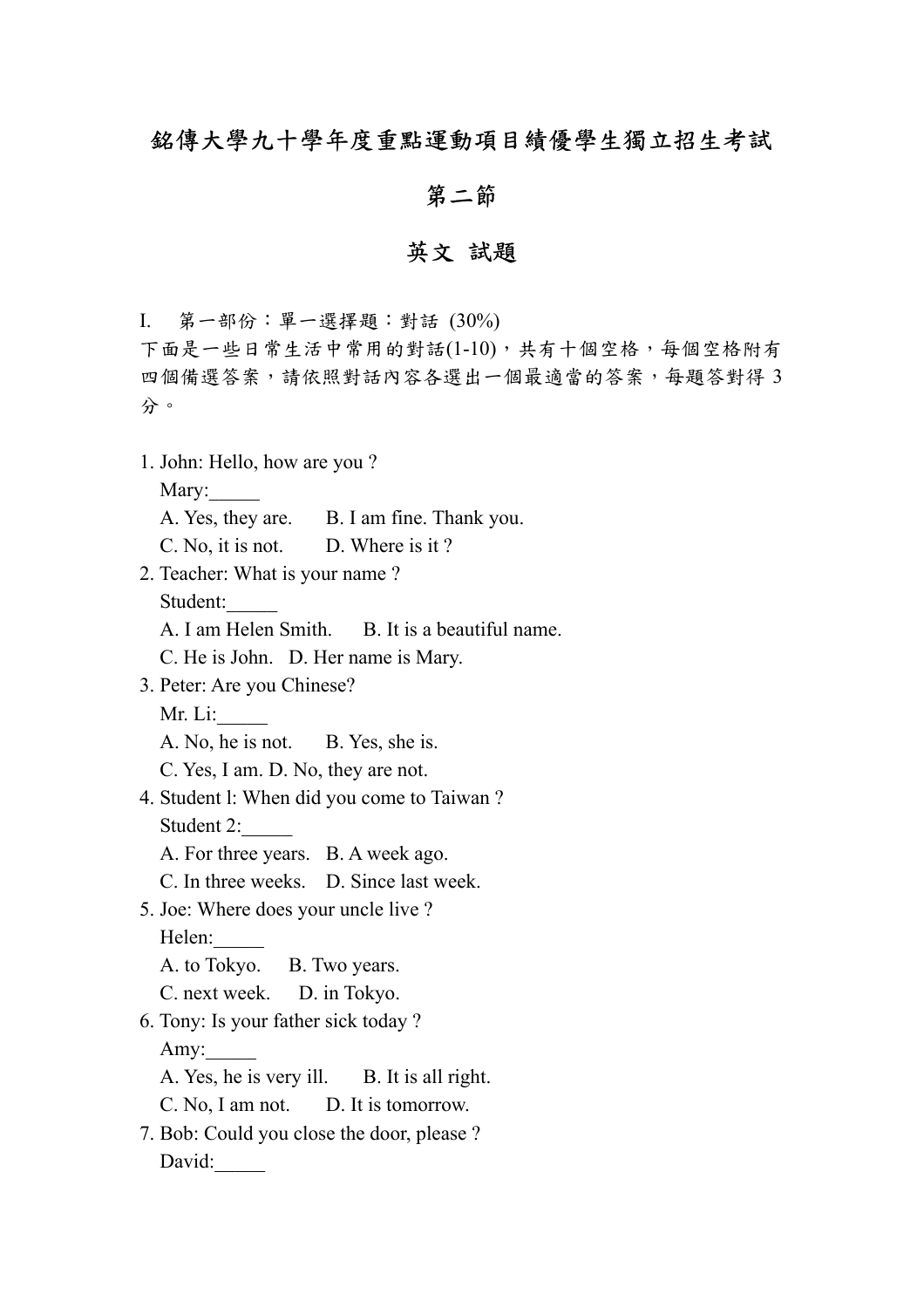# 銘傳大學九十學年度重點運動項目績優學生獨立招生考試

## 第二節

## 英文 試題

I.　第一部份：單一選擇題：對話 (30%)

下面是一些日常生活中常用的對話(1-10)，共有十個空格，每個空格附有四個備選答案，請依照對話內容各選出一個最適當的答案，每題答對得 3 分。

1. John: Hello, how are you ?
   Mary:_____
   A. Yes, they are.　B. I am fine. Thank you.
   C. No, it is not.　D. Where is it ?
2. Teacher: What is your name ?
   Student:_____
   A. I am Helen Smith.　B. It is a beautiful name.
   C. He is John.　D. Her name is Mary.
3. Peter: Are you Chinese?
   Mr. Li:_____
   A. No, he is not.　B. Yes, she is.
   C. Yes, I am. D. No, they are not.
4. Student l: When did you come to Taiwan ?
   Student 2:_____
   A. For three years.　B. A week ago.
   C. In three weeks.　D. Since last week.
5. Joe: Where does your uncle live ?
   Helen:_____
   A. to Tokyo.　B. Two years.
   C. next week.　D. in Tokyo.
6. Tony: Is your father sick today ?
   Amy:_____
   A. Yes, he is very ill.　B. It is all right.
   C. No, I am not.　D. It is tomorrow.
7. Bob: Could you close the door, please ?
   David:_____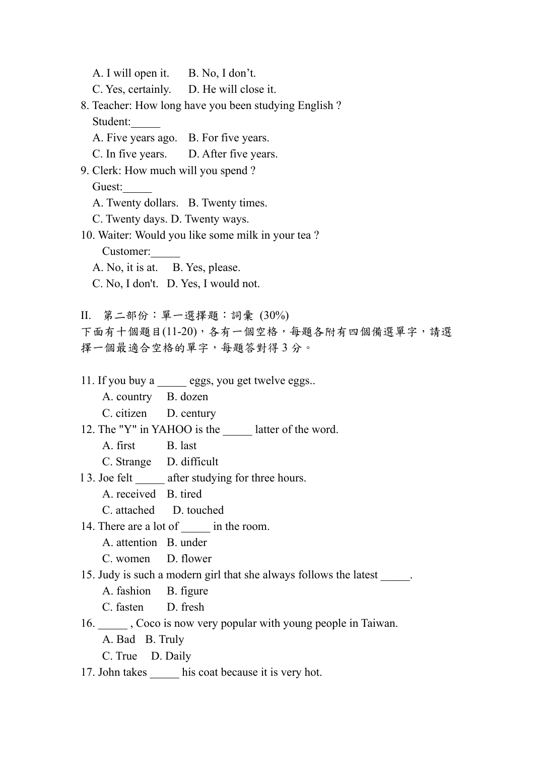A. I will open it.　B. No, I don’t.

C. Yes, certainly.　D. He will close it.

8. Teacher: How long have you been studying English ?

Student:_____

A. Five years ago.　B. For five years.

C. In five years.　D. After five years.

9. Clerk: How much will you spend ?

Guest:_____

A. Twenty dollars.　B. Twenty times.

C. Twenty days. D. Twenty ways.

10. Waiter: Would you like some milk in your tea ?

Customer:_____

A. No, it is at.　B. Yes, please.

C. No, I don't.　D. Yes, I would not.

II.　第二部份：單一選擇題：詞彙 (30%)

下面有十個題目(11-20)，各有一個空格，每題各附有四個備選單字，請選擇一個最適合空格的單字，每題答對得 3 分。

11. If you buy a _____ eggs, you get twelve eggs..

A. country　B. dozen

C. citizen　D. century

12. The "Y" in YAHOO is the _____ latter of the word.

A. first　B. last

C. Strange　D. difficult

l 3. Joe felt _____ after studying for three hours.

A. received　B. tired

C. attached　D. touched

14. There are a lot of _____ in the room.

A. attention　B. under

C. women　D. flower

15. Judy is such a modern girl that she always follows the latest _____.

A. fashion　B. figure

C. fasten　D. fresh

16. _____ , Coco is now very popular with young people in Taiwan.

A. Bad　B. Truly

C. True　D. Daily

17. John takes _____ his coat because it is very hot.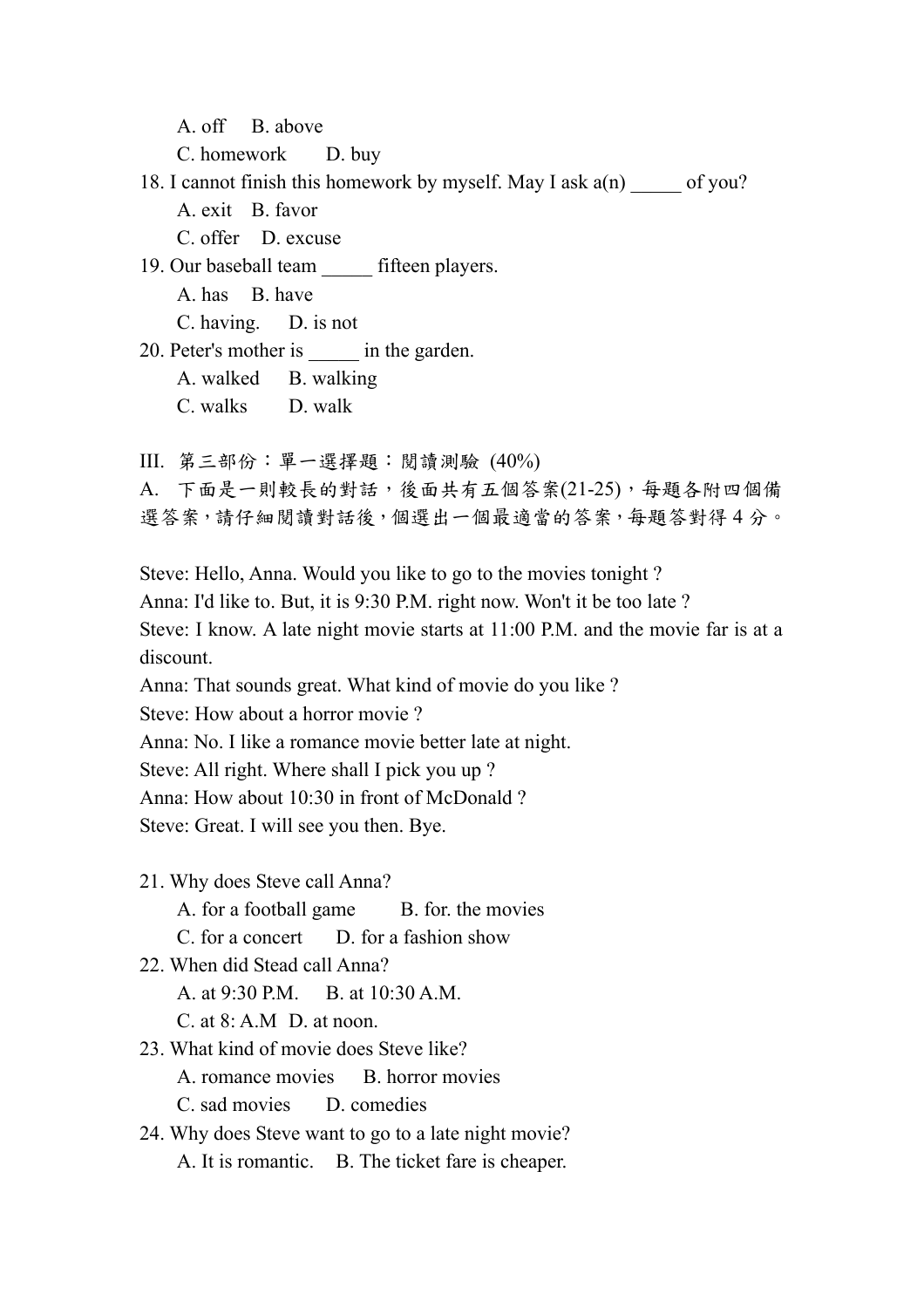A. off　B. above

C. homework　D. buy

18. I cannot finish this homework by myself. May I ask a(n) _____ of you?

A. exit　B. favor

C. offer　D. excuse

19. Our baseball team _____ fifteen players.

A. has　B. have

C. having.　D. is not

20. Peter's mother is _____ in the garden.

A. walked　B. walking

C. walks　D. walk

III. 第三部份：單一選擇題：閱讀測驗 (40%)

A. 下面是一則較長的對話，後面共有五個答案(21-25)，每題各附四個備選答案，請仔細閱讀對話後，個選出一個最適當的答案，每題答對得 4 分。

Steve: Hello, Anna. Would you like to go to the movies tonight ?

Anna: I'd like to. But, it is 9:30 P.M. right now. Won't it be too late ?

Steve: I know. A late night movie starts at 11:00 P.M. and the movie far is at a discount.

Anna: That sounds great. What kind of movie do you like ?

Steve: How about a horror movie ?

Anna: No. I like a romance movie better late at night.

Steve: All right. Where shall I pick you up ?

Anna: How about 10:30 in front of McDonald ?

Steve: Great. I will see you then. Bye.

21. Why does Steve call Anna?

A. for a football game　B. for. the movies

C. for a concert　D. for a fashion show

22. When did Stead call Anna?

A. at 9:30 P.M.　B. at 10:30 A.M.

C. at 8: A.M　D. at noon.

23. What kind of movie does Steve like?

A. romance movies　B. horror movies

C. sad movies　D. comedies

24. Why does Steve want to go to a late night movie?

A. It is romantic.　B. The ticket fare is cheaper.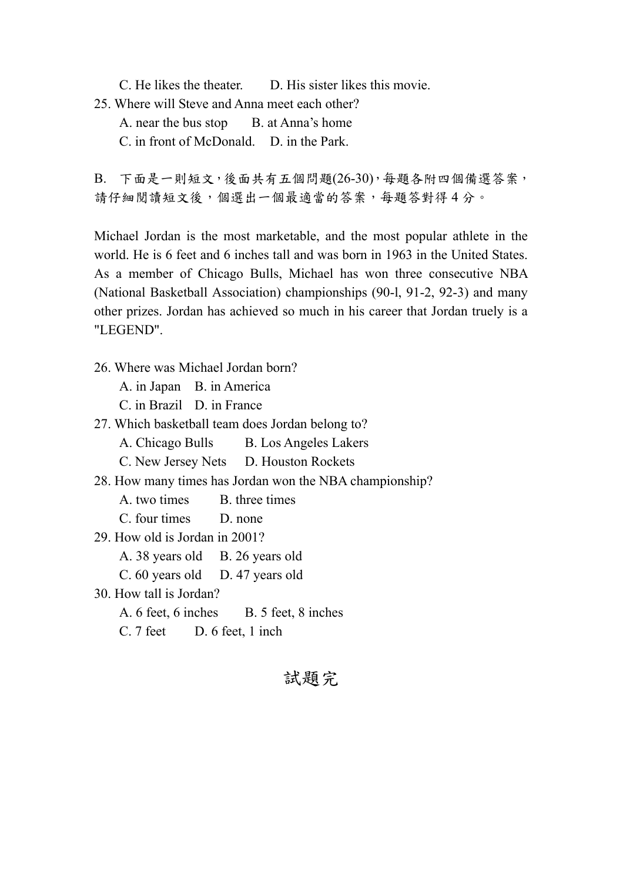C. He likes the theater.　　D. His sister likes this movie.

25. Where will Steve and Anna meet each other?

A. near the bus stop　　B. at Anna's home

C. in front of McDonald.　　D. in the Park.

B.　下面是一則短文，後面共有五個問題(26-30)，每題各附四個備選答案，請仔細閱讀短文後，個選出一個最適當的答案，每題答對得 4 分。

Michael Jordan is the most marketable, and the most popular athlete in the world. He is 6 feet and 6 inches tall and was born in 1963 in the United States. As a member of Chicago Bulls, Michael has won three consecutive NBA (National Basketball Association) championships (90-l, 91-2, 92-3) and many other prizes. Jordan has achieved so much in his career that Jordan truely is a "LEGEND".

26. Where was Michael Jordan born?

A. in Japan　B. in America

C. in Brazil　D. in France

27. Which basketball team does Jordan belong to?

A. Chicago Bulls　　B. Los Angeles Lakers

C. New Jersey Nets　　D. Houston Rockets

28. How many times has Jordan won the NBA championship?

A. two times　　B. three times

C. four times　　D. none

29. How old is Jordan in 2001?

A. 38 years old　　B. 26 years old

C. 60 years old　　D. 47 years old

30. How tall is Jordan?

A. 6 feet, 6 inches　　B. 5 feet, 8 inches

C. 7 feet　　D. 6 feet, 1 inch

試題完